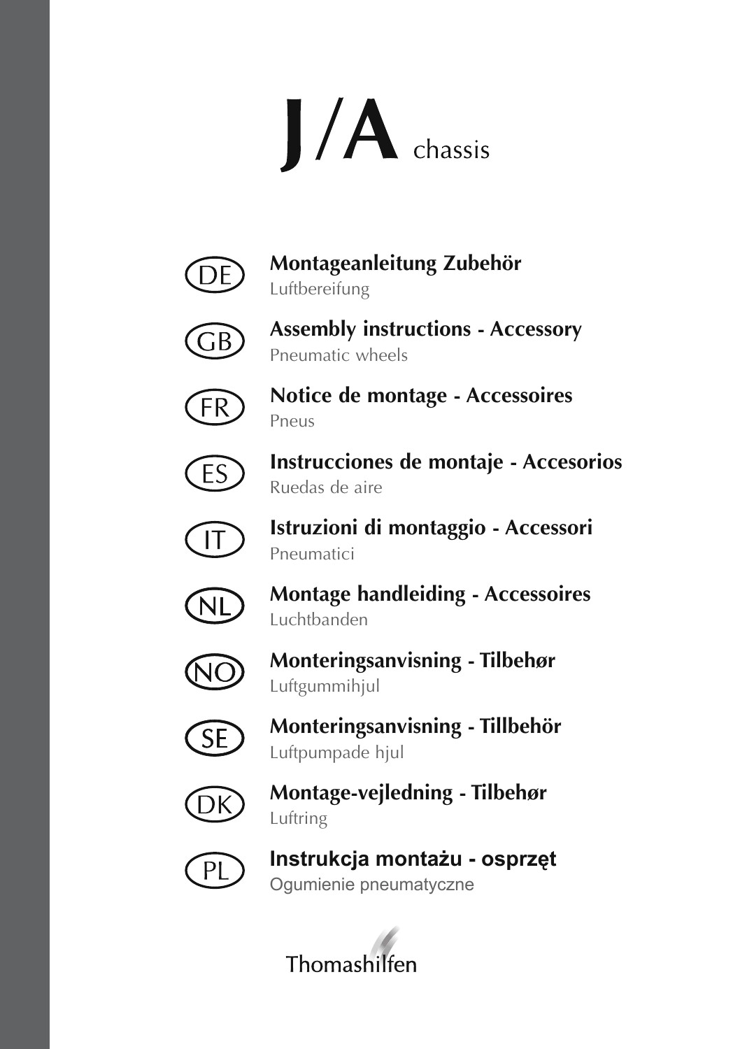# J/A chassis

**DE** **Montageanleitung Zubehör**
Luftbereifung

**GB** **Assembly instructions - Accessory**
Pneumatic wheels

**FR** **Notice de montage - Accessoires**
Pneus

**ES** **Instrucciones de montaje - Accesorios**
Ruedas de aire

**IT** **Istruzioni di montaggio - Accessori**
Pneumatici

**NL** **Montage handleiding - Accessoires**
Luchtbanden

**NO** **Monteringsanvisning - Tilbehør**
Luftgummihjul

**SE** **Monteringsanvisning - Tillbehör**
Luftpumpade hjul

**DK** **Montage-vejledning - Tilbehør**
Luftring

**PL** **Instrukcja montażu - osprzęt**
Ogumienie pneumatyczne

Thomashilfen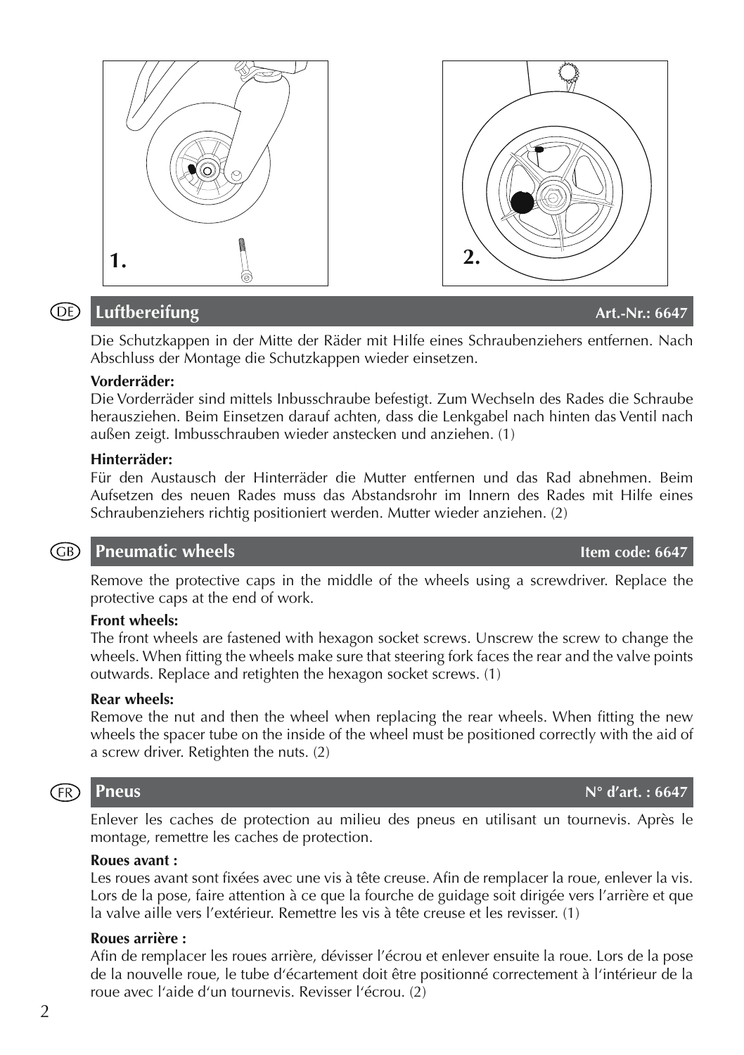## DE Luftbereifung — Art.-Nr.: 6647

Die Schutzkappen in der Mitte der Räder mit Hilfe eines Schraubenziehers entfernen. Nach Abschluss der Montage die Schutzkappen wieder einsetzen.

**Vorderräder:**
Die Vorderräder sind mittels Inbusschraube befestigt. Zum Wechseln des Rades die Schraube herausziehen. Beim Einsetzen darauf achten, dass die Lenkgabel nach hinten das Ventil nach außen zeigt. Imbusschrauben wieder anstecken und anziehen. (1)

**Hinterräder:**
Für den Austausch der Hinterräder die Mutter entfernen und das Rad abnehmen. Beim Aufsetzen des neuen Rades muss das Abstandsrohr im Innern des Rades mit Hilfe eines Schraubenziehers richtig positioniert werden. Mutter wieder anziehen. (2)

## GB Pneumatic wheels — Item code: 6647

Remove the protective caps in the middle of the wheels using a screwdriver. Replace the protective caps at the end of work.

**Front wheels:**
The front wheels are fastened with hexagon socket screws. Unscrew the screw to change the wheels. When fitting the wheels make sure that steering fork faces the rear and the valve points outwards. Replace and retighten the hexagon socket screws. (1)

**Rear wheels:**
Remove the nut and then the wheel when replacing the rear wheels. When fitting the new wheels the spacer tube on the inside of the wheel must be positioned correctly with the aid of a screw driver. Retighten the nuts. (2)

## FR Pneus — N° d'art. : 6647

Enlever les caches de protection au milieu des pneus en utilisant un tournevis. Après le montage, remettre les caches de protection.

**Roues avant :**
Les roues avant sont fixées avec une vis à tête creuse. Afin de remplacer la roue, enlever la vis. Lors de la pose, faire attention à ce que la fourche de guidage soit dirigée vers l'arrière et que la valve aille vers l'extérieur. Remettre les vis à tête creuse et les revisser. (1)

**Roues arrière :**
Afin de remplacer les roues arrière, dévisser l'écrou et enlever ensuite la roue. Lors de la pose de la nouvelle roue, le tube d'écartement doit être positionné correctement à l'intérieur de la roue avec l'aide d'un tournevis. Revisser l'écrou. (2)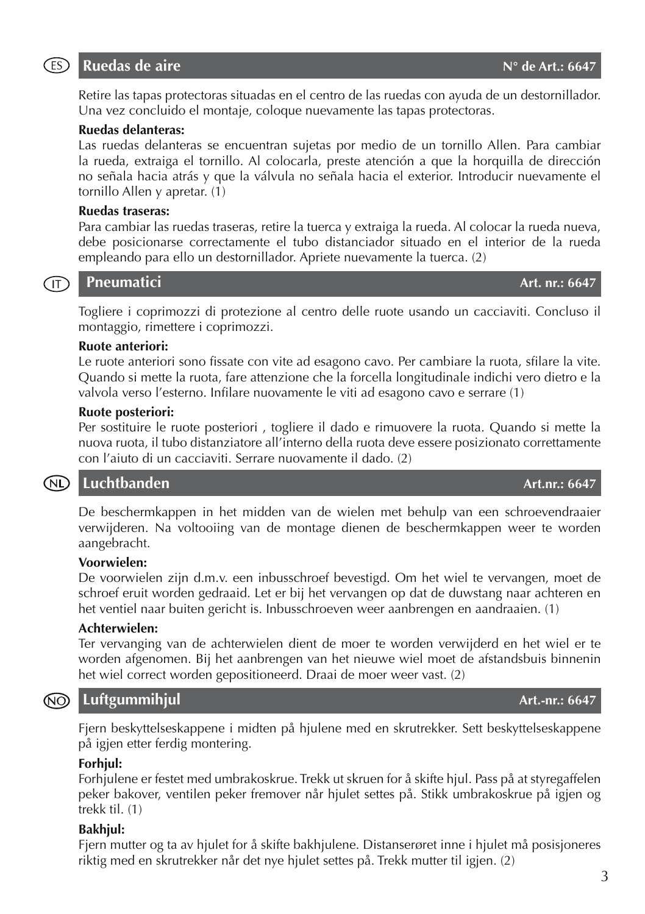## ES Ruedas de aire **N° de Art.: 6647**

Retire las tapas protectoras situadas en el centro de las ruedas con ayuda de un destornillador. Una vez concluido el montaje, coloque nuevamente las tapas protectoras.

**Ruedas delanteras:**
Las ruedas delanteras se encuentran sujetas por medio de un tornillo Allen. Para cambiar la rueda, extraiga el tornillo. Al colocarla, preste atención a que la horquilla de dirección no señala hacia atrás y que la válvula no señala hacia el exterior. Introducir nuevamente el tornillo Allen y apretar. (1)

**Ruedas traseras:**
Para cambiar las ruedas traseras, retire la tuerca y extraiga la rueda. Al colocar la rueda nueva, debe posicionarse correctamente el tubo distanciador situado en el interior de la rueda empleando para ello un destornillador. Apriete nuevamente la tuerca. (2)

## IT Pneumatici **Art. nr.: 6647**

Togliere i coprimozzi di protezione al centro delle ruote usando un cacciaviti. Concluso il montaggio, rimettere i coprimozzi.

**Ruote anteriori:**
Le ruote anteriori sono fissate con vite ad esagono cavo. Per cambiare la ruota, sfilare la vite. Quando si mette la ruota, fare attenzione che la forcella longitudinale indichi vero dietro e la valvola verso l'esterno. Infilare nuovamente le viti ad esagono cavo e serrare (1)

**Ruote posteriori:**
Per sostituire le ruote posteriori , togliere il dado e rimuovere la ruota. Quando si mette la nuova ruota, il tubo distanziatore all'interno della ruota deve essere posizionato correttamente con l'aiuto di un cacciaviti. Serrare nuovamente il dado. (2)

## NL Luchtbanden **Art.nr.: 6647**

De beschermkappen in het midden van de wielen met behulp van een schroevendraaier verwijderen. Na voltooiing van de montage dienen de beschermkappen weer te worden aangebracht.

**Voorwielen:**
De voorwielen zijn d.m.v. een inbusschroef bevestigd. Om het wiel te vervangen, moet de schroef eruit worden gedraaid. Let er bij het vervangen op dat de duwstang naar achteren en het ventiel naar buiten gericht is. Inbusschroeven weer aanbrengen en aandraaien. (1)

**Achterwielen:**
Ter vervanging van de achterwielen dient de moer te worden verwijderd en het wiel er te worden afgenomen. Bij het aanbrengen van het nieuwe wiel moet de afstandsbuis binnenin het wiel correct worden gepositioneerd. Draai de moer weer vast. (2)

## NO Luftgummihjul **Art.-nr.: 6647**

Fjern beskyttelseskappene i midten på hjulene med en skrutrekker. Sett beskyttelseskappene på igjen etter ferdig montering.

**Forhjul:**
Forhjulene er festet med umbrakoskrue. Trekk ut skruen for å skifte hjul. Pass på at styregaffelen peker bakover, ventilen peker fremover når hjulet settes på. Stikk umbrakoskrue på igjen og trekk til. (1)

**Bakhjul:**
Fjern mutter og ta av hjulet for å skifte bakhjulene. Distanserøret inne i hjulet må posisjoneres riktig med en skrutrekker når det nye hjulet settes på. Trekk mutter til igjen. (2)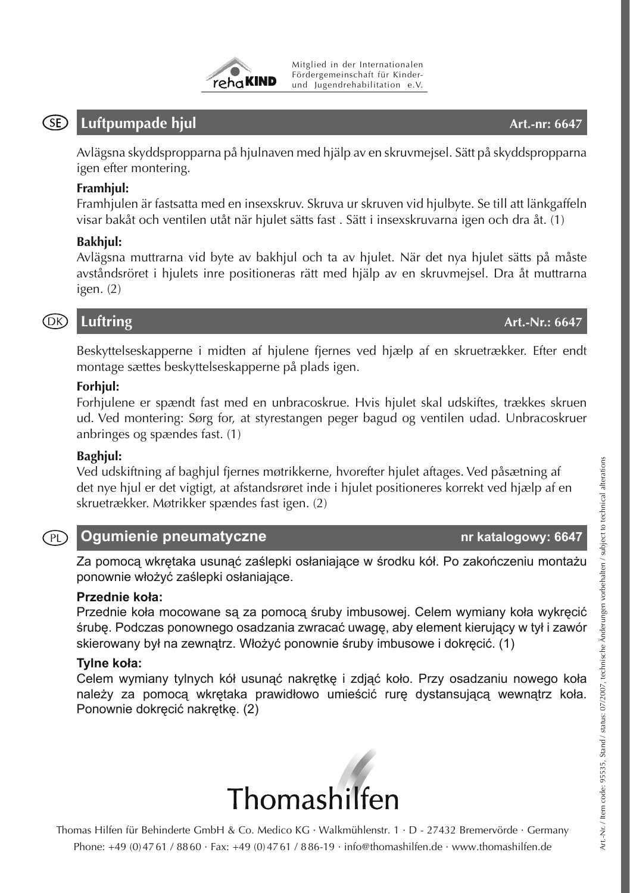Mitglied in der Internationalen Fördergemeinschaft für Kinder- und Jugendrehabilitation e.V.

## SE Luftpumpade hjul — Art.-nr: 6647

Avlägsna skyddspropparna på hjulnaven med hjälp av en skruvmejsel. Sätt på skyddspropparna igen efter montering.

**Framhjul:**
Framhjulen är fastsatta med en insexskruv. Skruva ur skruven vid hjulbyte. Se till att länkgaffeln visar bakåt och ventilen utåt när hjulet sätts fast . Sätt i insexskruvarna igen och dra åt. (1)

**Bakhjul:**
Avlägsna muttrarna vid byte av bakhjul och ta av hjulet. När det nya hjulet sätts på måste avståndsröret i hjulets inre positioneras rätt med hjälp av en skruvmejsel. Dra åt muttrarna igen. (2)

## DK Luftring — Art.-Nr.: 6647

Beskyttelseskapperne i midten af hjulene fjernes ved hjælp af en skruetrækker. Efter endt montage sættes beskyttelseskapperne på plads igen.

**Forhjul:**
Forhjulene er spændt fast med en unbracoskrue. Hvis hjulet skal udskiftes, trækkes skruen ud. Ved montering: Sørg for, at styrestangen peger bagud og ventilen udad. Unbracoskruer anbringes og spændes fast. (1)

**Baghjul:**
Ved udskiftning af baghjul fjernes møtrikkerne, hvorefter hjulet aftages. Ved påsætning af det nye hjul er det vigtigt, at afstandsrøret inde i hjulet positioneres korrekt ved hjælp af en skruetrækker. Møtrikker spændes fast igen. (2)

## PL Ogumienie pneumatyczne — nr katalogowy: 6647

Za pomocą wkrętaka usunąć zaślepki osłaniające w środku kół. Po zakończeniu montażu ponownie włożyć zaślepki osłaniające.

**Przednie koła:**
Przednie koła mocowane są za pomocą śruby imbusowej. Celem wymiany koła wykręcić śrubę. Podczas ponownego osadzania zwracać uwagę, aby element kierujący w tył i zawór skierowany był na zewnątrz. Włożyć ponownie śruby imbusowe i dokręcić. (1)

**Tylne koła:**
Celem wymiany tylnych kół usunąć nakrętkę i zdjąć koło. Przy osadzaniu nowego koła należy za pomocą wkrętaka prawidłowo umieścić rurę dystansującą wewnątrz koła. Ponownie dokręcić nakrętkę. (2)

Thomashilfen

Thomas Hilfen für Behinderte GmbH & Co. Medico KG · Walkmühlenstr. 1 · D - 27432 Bremervörde · Germany
Phone: +49 (0)4761 / 8860 · Fax: +49 (0)4761 / 886-19 · info@thomashilfen.de · www.thomashilfen.de

Art.-Nr. / Item code: 95535, Stand / status: 07/2007, technische Änderungen vorbehalten / subject to technical alterations